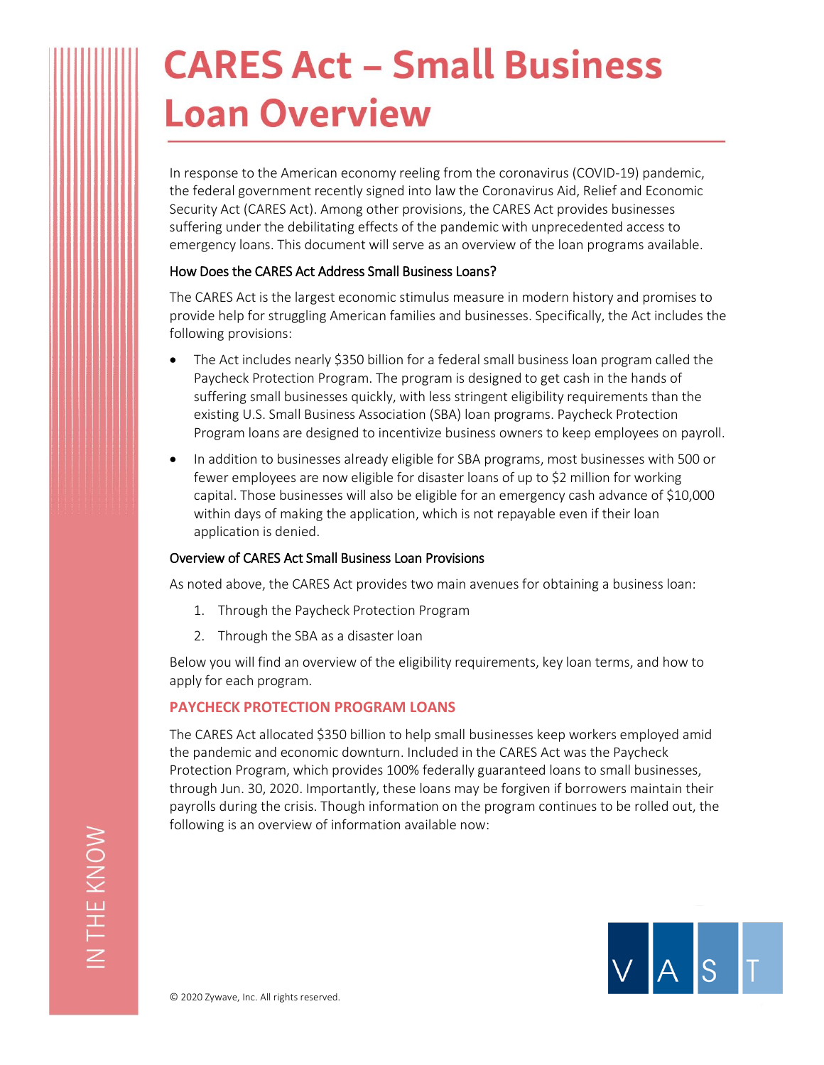# CARES Act – Small Business Loan Overview

In response to the American economy reeling from the coronavirus (COVID-19) pandemic, the federal government recently signed into law the Coronavirus Aid, Relief and Economic Security Act (CARES Act). Among other provisions, the CARES Act provides businesses suffering under the debilitating effects of the pandemic with unprecedented access to emergency loans. This document will serve as an overview of the loan programs available.

### How Does the CARES Act Address Small Business Loans?

The CARES Act is the largest economic stimulus measure in modern history and promises to provide help for struggling American families and businesses. Specifically, the Act includes the following provisions:

- The Act includes nearly $350 billion for a federal small business loan program called the Paycheck Protection Program. The program is designed to get cash in the hands of suffering small businesses quickly, with less stringent eligibility requirements than the existing U.S. Small Business Association (SBA) loan programs. Paycheck Protection Program loans are designed to incentivize business owners to keep employees on payroll.
- In addition to businesses already eligible for SBA programs, most businesses with 500 or fewer employees are now eligible for disaster loans of up to $2 million for working capital. Those businesses will also be eligible for an emergency cash advance of $10,000 within days of making the application, which is not repayable even if their loan application is denied.

### Overview of CARES Act Small Business Loan Provisions

As noted above, the CARES Act provides two main avenues for obtaining a business loan:

1. Through the Paycheck Protection Program
2. Through the SBA as a disaster loan

Below you will find an overview of the eligibility requirements, key loan terms, and how to apply for each program.

## PAYCHECK PROTECTION PROGRAM LOANS

The CARES Act allocated $350 billion to help small businesses keep workers employed amid the pandemic and economic downturn. Included in the CARES Act was the Paycheck Protection Program, which provides 100% federally guaranteed loans to small businesses, through Jun. 30, 2020. Importantly, these loans may be forgiven if borrowers maintain their payrolls during the crisis. Though information on the program continues to be rolled out, the following is an overview of information available now: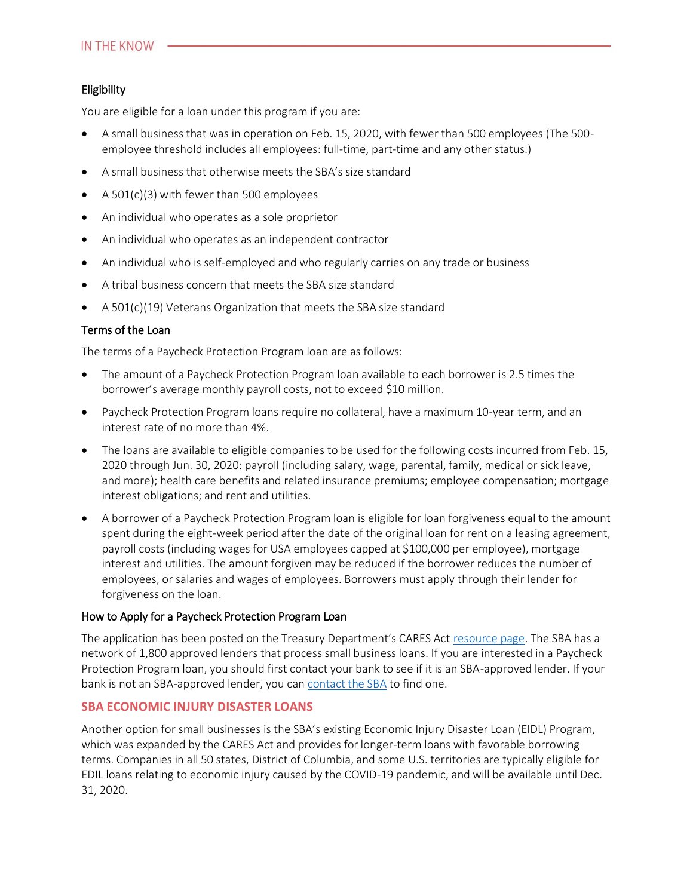### Eligibility

You are eligible for a loan under this program if you are:

- A small business that was in operation on Feb. 15, 2020, with fewer than 500 employees (The 500-employee threshold includes all employees: full-time, part-time and any other status.)
- A small business that otherwise meets the SBA's size standard
- A 501(c)(3) with fewer than 500 employees
- An individual who operates as a sole proprietor
- An individual who operates as an independent contractor
- An individual who is self-employed and who regularly carries on any trade or business
- A tribal business concern that meets the SBA size standard
- A 501(c)(19) Veterans Organization that meets the SBA size standard

### Terms of the Loan

The terms of a Paycheck Protection Program loan are as follows:

- The amount of a Paycheck Protection Program loan available to each borrower is 2.5 times the borrower's average monthly payroll costs, not to exceed $10 million.
- Paycheck Protection Program loans require no collateral, have a maximum 10-year term, and an interest rate of no more than 4%.
- The loans are available to eligible companies to be used for the following costs incurred from Feb. 15, 2020 through Jun. 30, 2020: payroll (including salary, wage, parental, family, medical or sick leave, and more); health care benefits and related insurance premiums; employee compensation; mortgage interest obligations; and rent and utilities.
- A borrower of a Paycheck Protection Program loan is eligible for loan forgiveness equal to the amount spent during the eight-week period after the date of the original loan for rent on a leasing agreement, payroll costs (including wages for USA employees capped at $100,000 per employee), mortgage interest and utilities. The amount forgiven may be reduced if the borrower reduces the number of employees, or salaries and wages of employees. Borrowers must apply through their lender for forgiveness on the loan.

### How to Apply for a Paycheck Protection Program Loan

The application has been posted on the Treasury Department's CARES Act resource page. The SBA has a network of 1,800 approved lenders that process small business loans. If you are interested in a Paycheck Protection Program loan, you should first contact your bank to see if it is an SBA-approved lender. If your bank is not an SBA-approved lender, you can contact the SBA to find one.

## SBA ECONOMIC INJURY DISASTER LOANS

Another option for small businesses is the SBA's existing Economic Injury Disaster Loan (EIDL) Program, which was expanded by the CARES Act and provides for longer-term loans with favorable borrowing terms. Companies in all 50 states, District of Columbia, and some U.S. territories are typically eligible for EDIL loans relating to economic injury caused by the COVID-19 pandemic, and will be available until Dec. 31, 2020.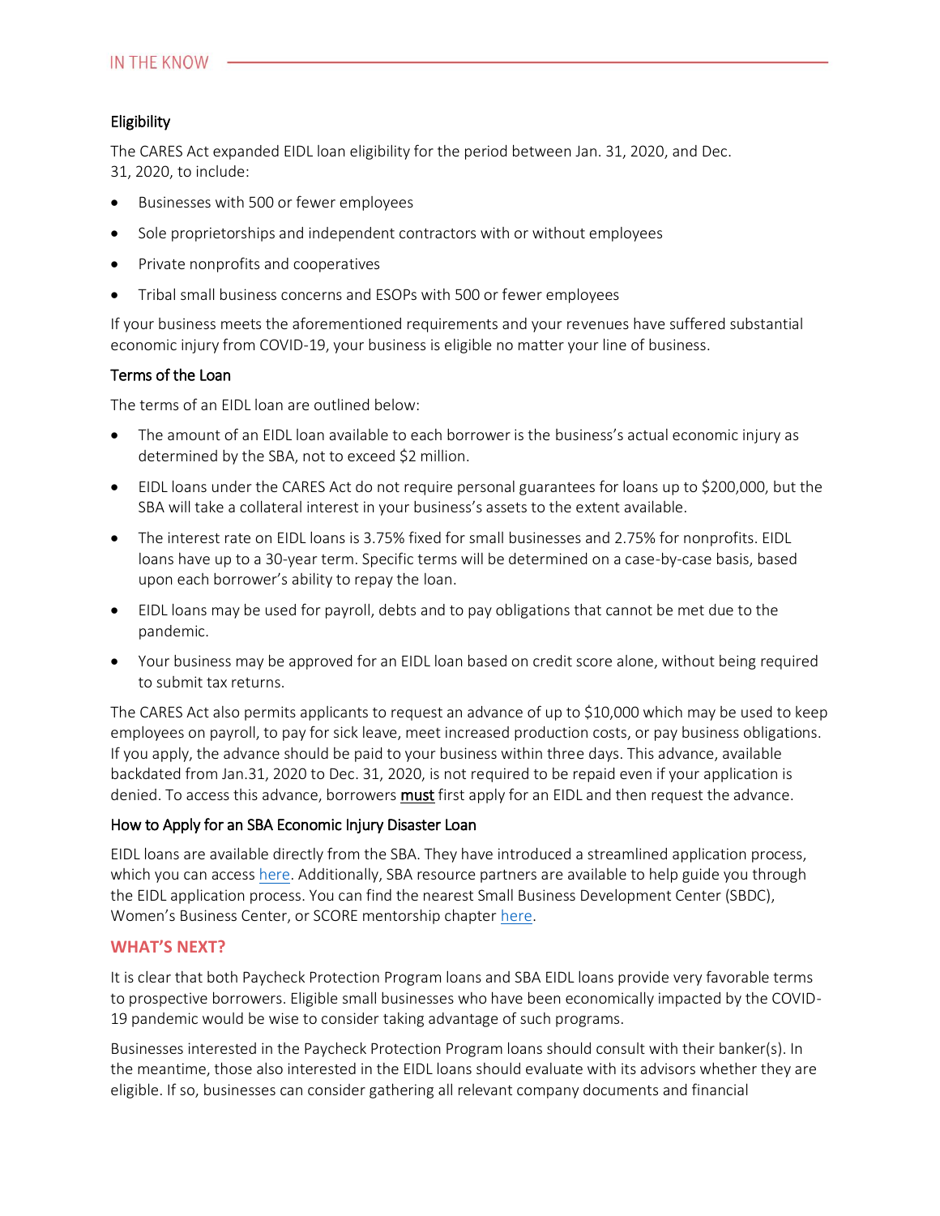### Eligibility

The CARES Act expanded EIDL loan eligibility for the period between Jan. 31, 2020, and Dec. 31, 2020, to include:

- Businesses with 500 or fewer employees
- Sole proprietorships and independent contractors with or without employees
- Private nonprofits and cooperatives
- Tribal small business concerns and ESOPs with 500 or fewer employees

If your business meets the aforementioned requirements and your revenues have suffered substantial economic injury from COVID-19, your business is eligible no matter your line of business.

### Terms of the Loan

The terms of an EIDL loan are outlined below:

- The amount of an EIDL loan available to each borrower is the business's actual economic injury as determined by the SBA, not to exceed $2 million.
- EIDL loans under the CARES Act do not require personal guarantees for loans up to $200,000, but the SBA will take a collateral interest in your business's assets to the extent available.
- The interest rate on EIDL loans is 3.75% fixed for small businesses and 2.75% for nonprofits. EIDL loans have up to a 30-year term. Specific terms will be determined on a case-by-case basis, based upon each borrower's ability to repay the loan.
- EIDL loans may be used for payroll, debts and to pay obligations that cannot be met due to the pandemic.
- Your business may be approved for an EIDL loan based on credit score alone, without being required to submit tax returns.

The CARES Act also permits applicants to request an advance of up to $10,000 which may be used to keep employees on payroll, to pay for sick leave, meet increased production costs, or pay business obligations. If you apply, the advance should be paid to your business within three days. This advance, available backdated from Jan.31, 2020 to Dec. 31, 2020, is not required to be repaid even if your application is denied. To access this advance, borrowers **must** first apply for an EIDL and then request the advance.

### How to Apply for an SBA Economic Injury Disaster Loan

EIDL loans are available directly from the SBA. They have introduced a streamlined application process, which you can access here. Additionally, SBA resource partners are available to help guide you through the EIDL application process. You can find the nearest Small Business Development Center (SBDC), Women's Business Center, or SCORE mentorship chapter here.

## WHAT'S NEXT?

It is clear that both Paycheck Protection Program loans and SBA EIDL loans provide very favorable terms to prospective borrowers. Eligible small businesses who have been economically impacted by the COVID-19 pandemic would be wise to consider taking advantage of such programs.

Businesses interested in the Paycheck Protection Program loans should consult with their banker(s). In the meantime, those also interested in the EIDL loans should evaluate with its advisors whether they are eligible. If so, businesses can consider gathering all relevant company documents and financial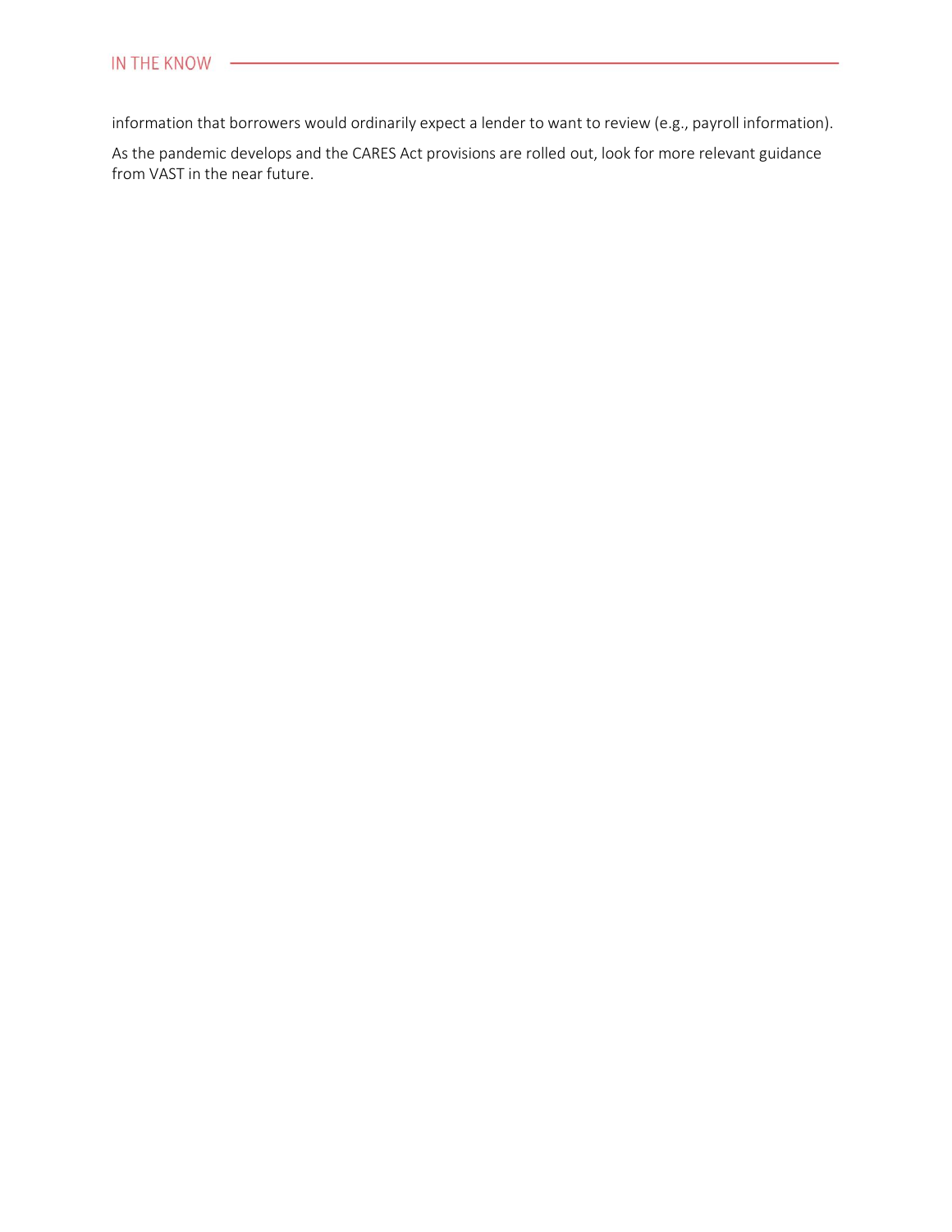information that borrowers would ordinarily expect a lender to want to review (e.g., payroll information).

As the pandemic develops and the CARES Act provisions are rolled out, look for more relevant guidance from VAST in the near future.